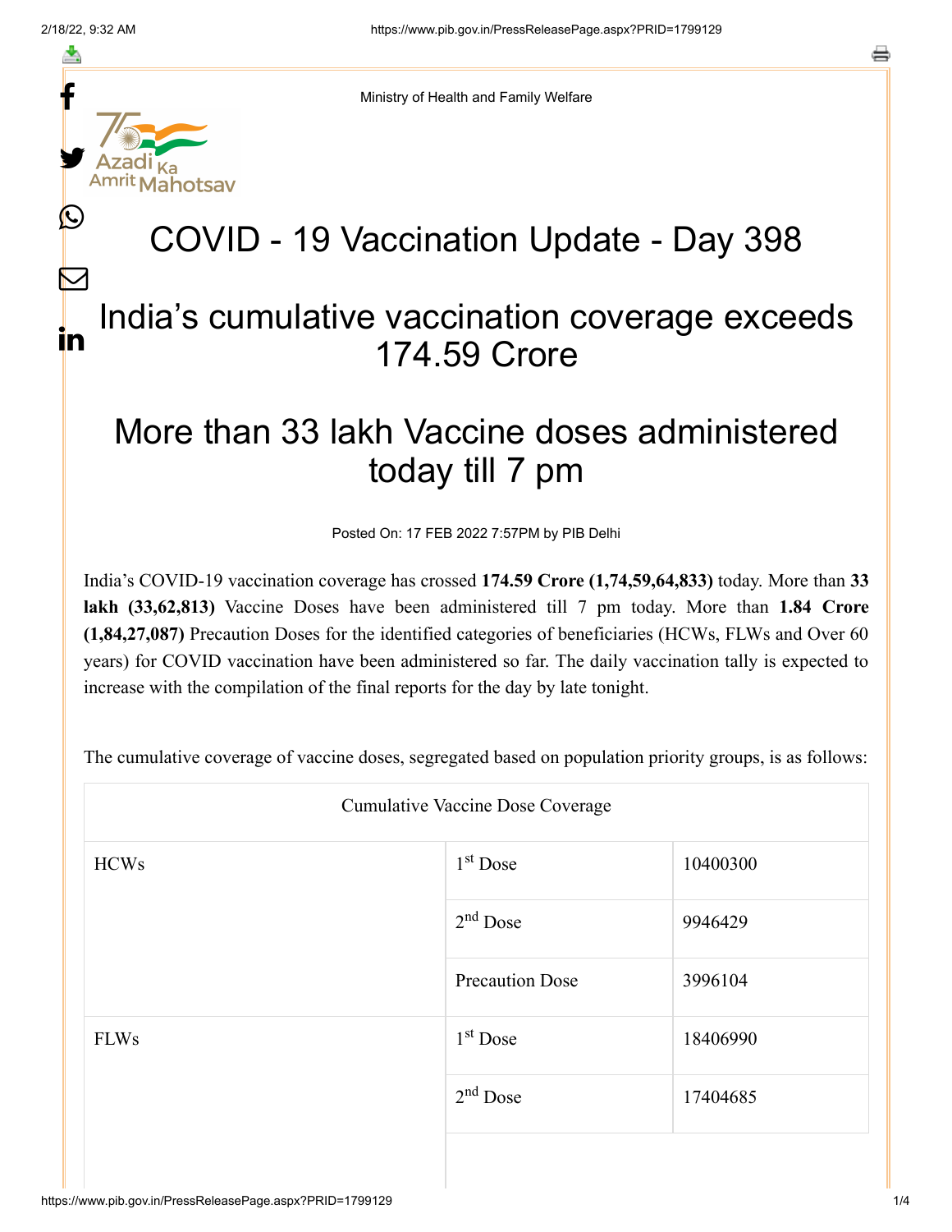Ministry of Health and Family Welfare

# COVID - 19 Vaccination Update - Day 398

## India's cumulative vaccination coverage exceeds 174.59 Crore

## More than 33 lakh Vaccine doses administered today till 7 pm

Posted On: 17 FEB 2022 7:57PM by PIB Delhi

India's COVID-19 vaccination coverage has crossed **174.59 Crore (1,74,59,64,833)** today. More than **33 lakh (33,62,813)** Vaccine Doses have been administered till 7 pm today. More than **1.84 Crore (1,84,27,087)** Precaution Doses for the identified categories of beneficiaries (HCWs, FLWs and Over 60 years) for COVID vaccination have been administered so far. The daily vaccination tally is expected to increase with the compilation of the final reports for the day by late tonight.

The cumulative coverage of vaccine doses, segregated based on population priority groups, is as follows:

| Cumulative Vaccine Dose Coverage | | |
|---|---|---|
| HCWs | 1st Dose | 10400300 |
| | 2nd Dose | 9946429 |
| | Precaution Dose | 3996104 |
| FLWs | 1st Dose | 18406990 |
| | 2nd Dose | 17404685 |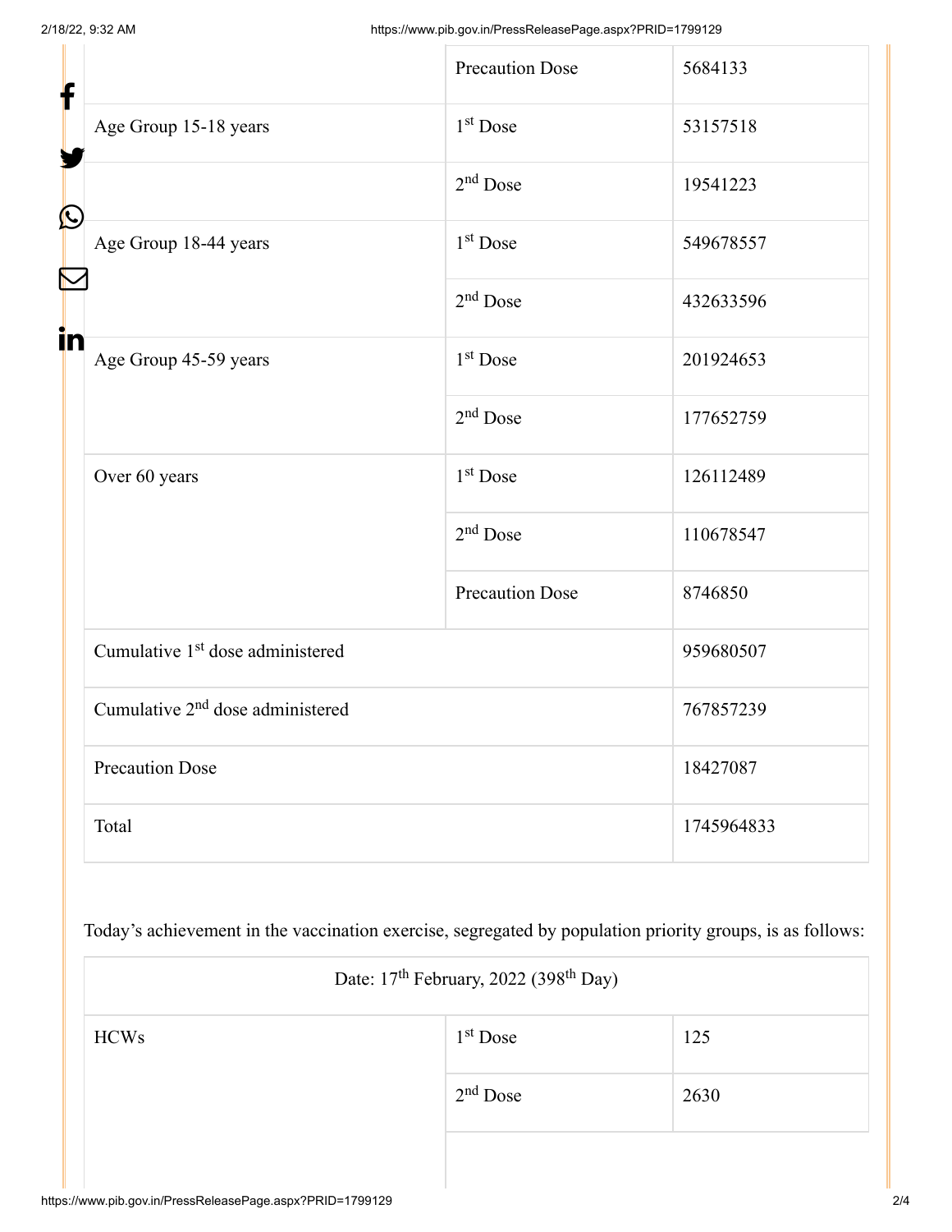| | | |
|---|---|---|
| | Precaution Dose | 5684133 |
| Age Group 15-18 years | 1st Dose | 53157518 |
| | 2nd Dose | 19541223 |
| Age Group 18-44 years | 1st Dose | 549678557 |
| | 2nd Dose | 432633596 |
| Age Group 45-59 years | 1st Dose | 201924653 |
| | 2nd Dose | 177652759 |
| Over 60 years | 1st Dose | 126112489 |
| | 2nd Dose | 110678547 |
| | Precaution Dose | 8746850 |
| Cumulative 1st dose administered | | 959680507 |
| Cumulative 2nd dose administered | | 767857239 |
| Precaution Dose | | 18427087 |
| Total | | 1745964833 |

Today's achievement in the vaccination exercise, segregated by population priority groups, is as follows:

| Date: 17th February, 2022 (398th Day) | | |
|---|---|---|
| HCWs | 1st Dose | 125 |
| | 2nd Dose | 2630 |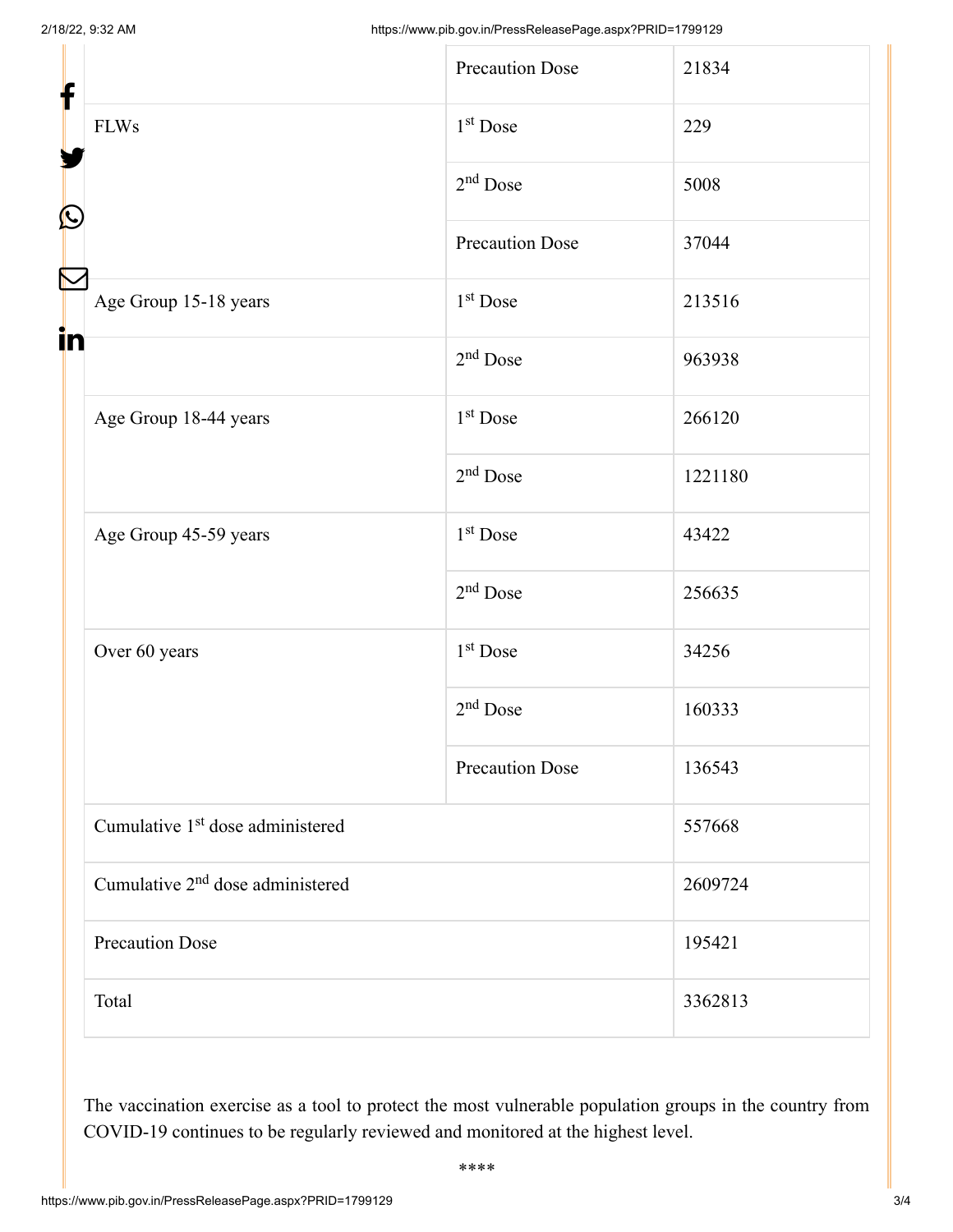| | Precaution Dose | 21834 |
|---|---|---|
| FLWs | 1st Dose | 229 |
| | 2nd Dose | 5008 |
| | Precaution Dose | 37044 |
| Age Group 15-18 years | 1st Dose | 213516 |
| | 2nd Dose | 963938 |
| Age Group 18-44 years | 1st Dose | 266120 |
| | 2nd Dose | 1221180 |
| Age Group 45-59 years | 1st Dose | 43422 |
| | 2nd Dose | 256635 |
| Over 60 years | 1st Dose | 34256 |
| | 2nd Dose | 160333 |
| | Precaution Dose | 136543 |
| Cumulative 1st dose administered | | 557668 |
| Cumulative 2nd dose administered | | 2609724 |
| Precaution Dose | | 195421 |
| Total | | 3362813 |

The vaccination exercise as a tool to protect the most vulnerable population groups in the country from COVID-19 continues to be regularly reviewed and monitored at the highest level.

****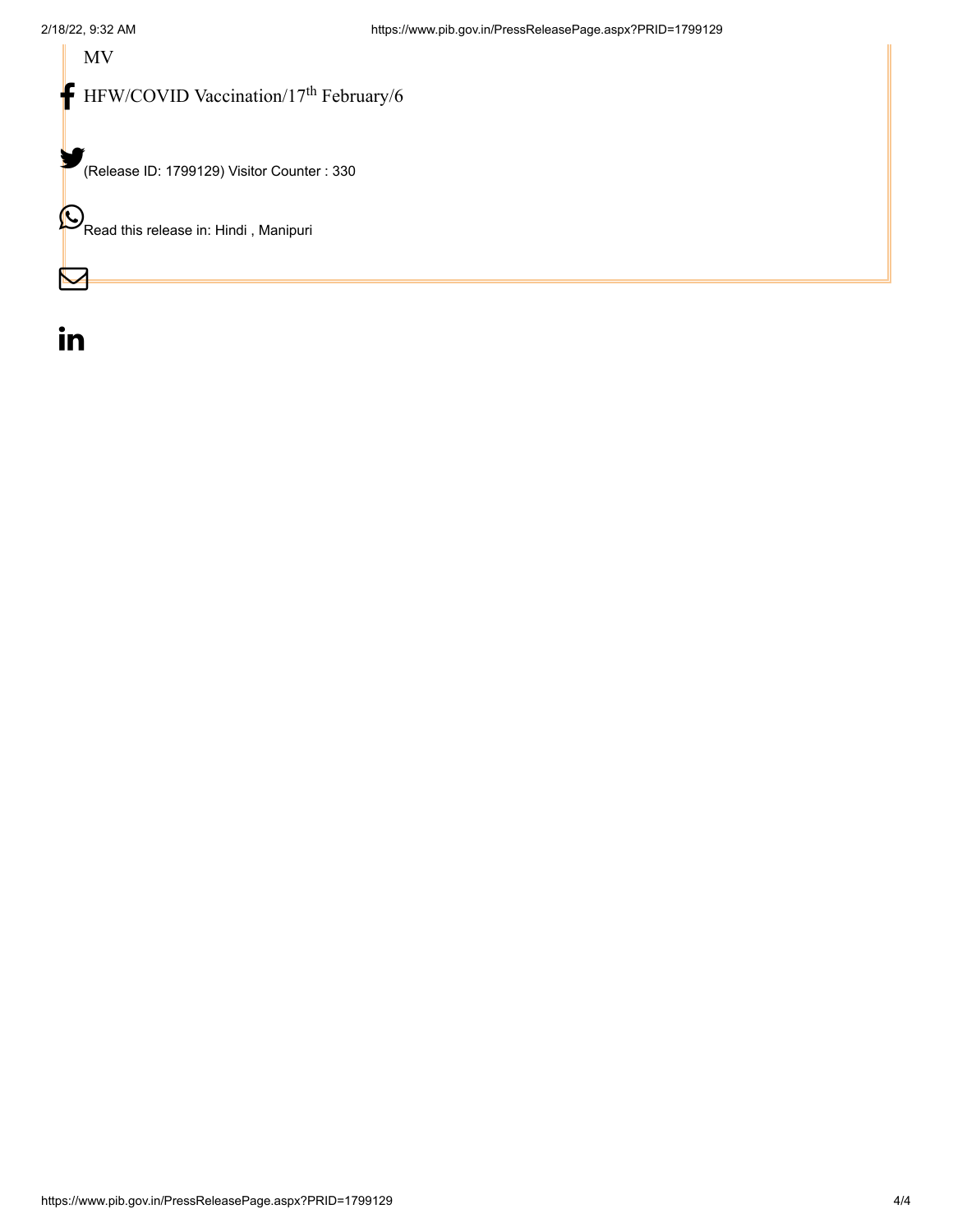MV

HFW/COVID Vaccination/17th February/6

(Release ID: 1799129) Visitor Counter : 330

Read this release in: Hindi , Manipuri